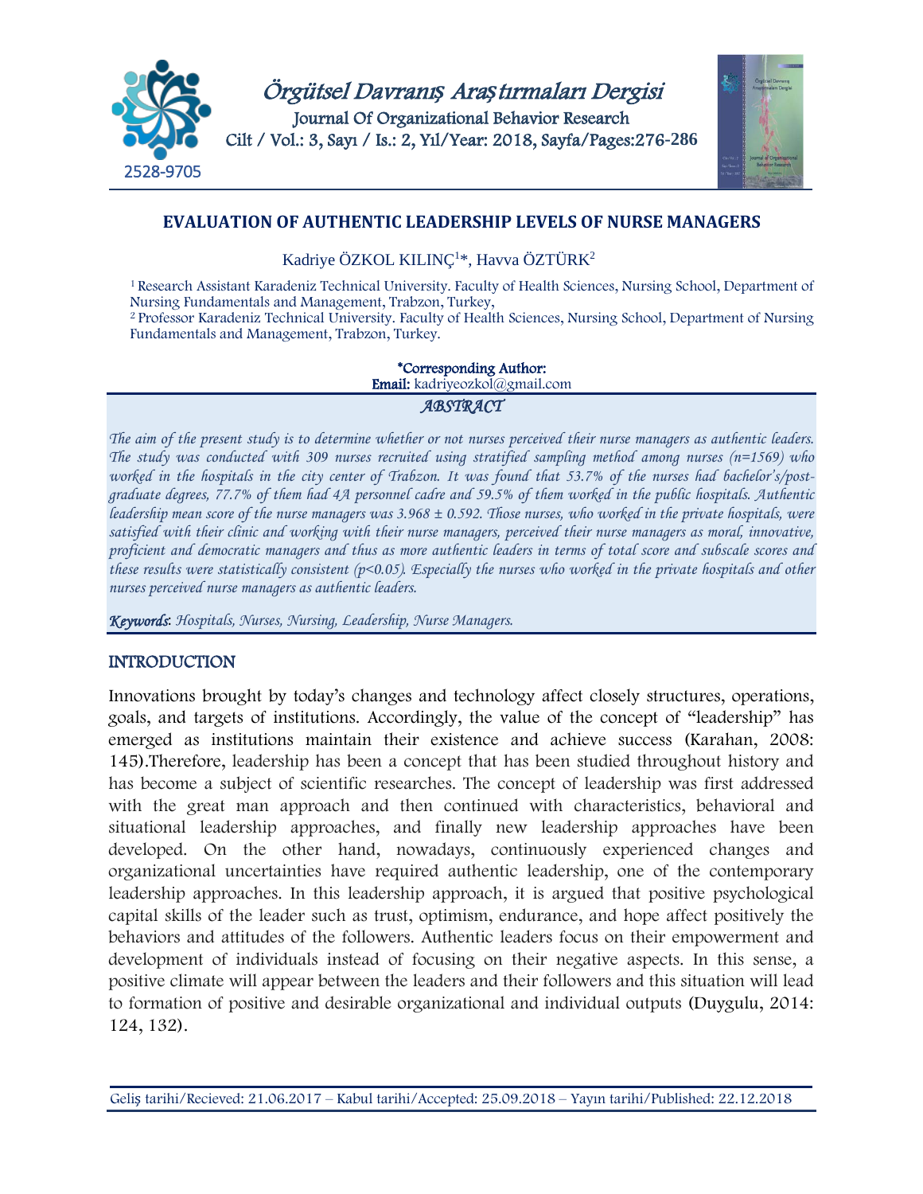# EVALUATION OF AUTHENTIC LEADERSHIP LEVELS OF NURSE MANAGERS

Kadriye ÖZKOL KILINÇ[1]*, Havva ÖZTÜRK[2]

[1] Research Assistant Karadeniz Technical University. Faculty of Health Sciences, Nursing School, Department of Nursing Fundamentals and Management, Trabzon, Turkey,
[2] Professor Karadeniz Technical University. Faculty of Health Sciences, Nursing School, Department of Nursing Fundamentals and Management, Trabzon, Turkey.

**\*Corresponding Author:**
**Email:** kadriyeozkol@gmail.com

## *ABSTRACT*

*The aim of the present study is to determine whether or not nurses perceived their nurse managers as authentic leaders. The study was conducted with 309 nurses recruited using stratified sampling method among nurses (n=1569) who worked in the hospitals in the city center of Trabzon. It was found that 53.7% of the nurses had bachelor's/post-graduate degrees, 77.7% of them had 4A personnel cadre and 59.5% of them worked in the public hospitals. Authentic leadership mean score of the nurse managers was 3.968 ± 0.592. Those nurses, who worked in the private hospitals, were satisfied with their clinic and working with their nurse managers, perceived their nurse managers as moral, innovative, proficient and democratic managers and thus as more authentic leaders in terms of total score and subscale scores and these results were statistically consistent ($p<0.05$). Especially the nurses who worked in the private hospitals and other nurses perceived nurse managers as authentic leaders.*

***Keywords**: Hospitals, Nurses, Nursing, Leadership, Nurse Managers.*

## INTRODUCTION

Innovations brought by today's changes and technology affect closely structures, operations, goals, and targets of institutions. Accordingly, the value of the concept of "leadership" has emerged as institutions maintain their existence and achieve success (Karahan, 2008: 145).Therefore, leadership has been a concept that has been studied throughout history and has become a subject of scientific researches. The concept of leadership was first addressed with the great man approach and then continued with characteristics, behavioral and situational leadership approaches, and finally new leadership approaches have been developed. On the other hand, nowadays, continuously experienced changes and organizational uncertainties have required authentic leadership, one of the contemporary leadership approaches. In this leadership approach, it is argued that positive psychological capital skills of the leader such as trust, optimism, endurance, and hope affect positively the behaviors and attitudes of the followers. Authentic leaders focus on their empowerment and development of individuals instead of focusing on their negative aspects. In this sense, a positive climate will appear between the leaders and their followers and this situation will lead to formation of positive and desirable organizational and individual outputs (Duygulu, 2014: 124, 132).

Geliş tarihi/Recieved: 21.06.2017 – Kabul tarihi/Accepted: 25.09.2018 – Yayın tarihi/Published: 22.12.2018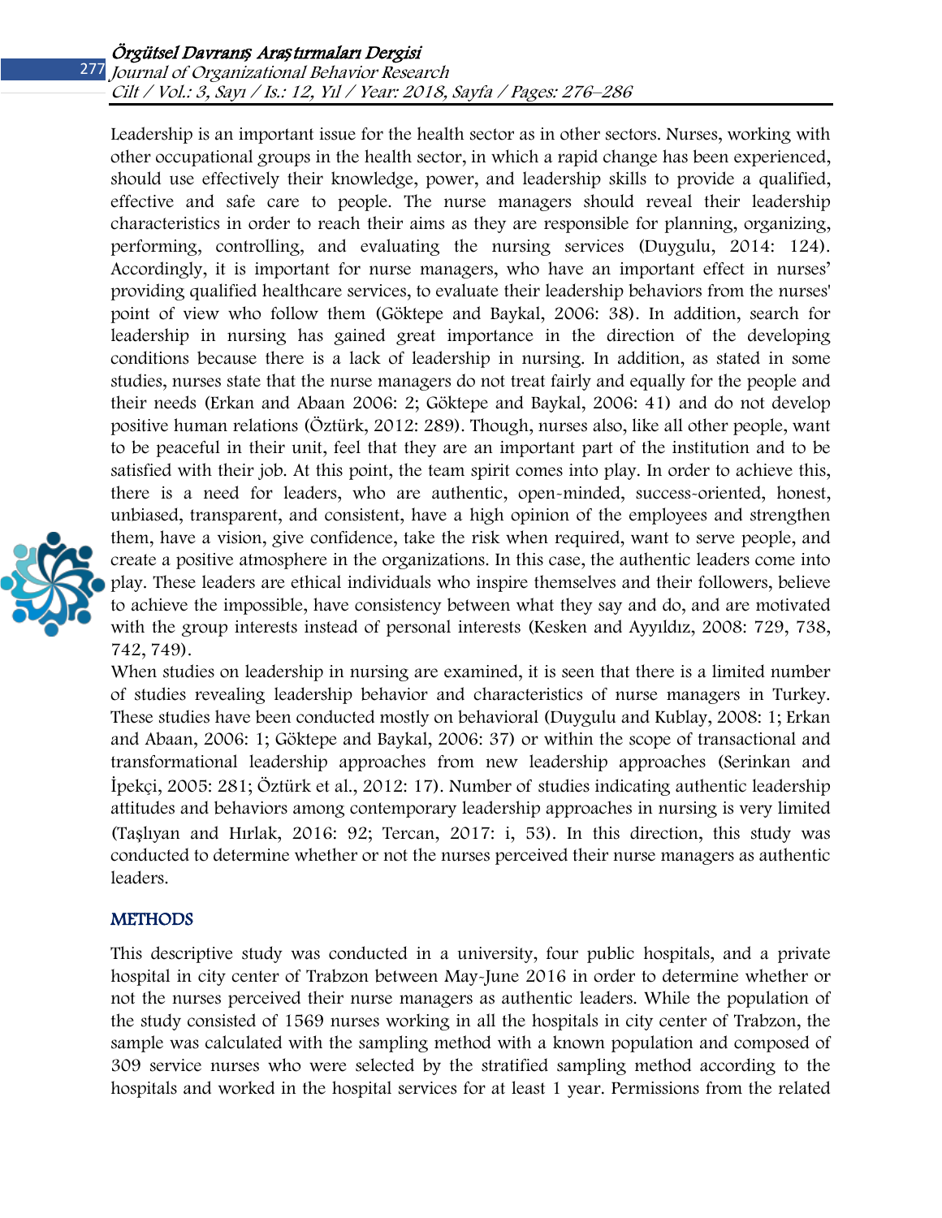Leadership is an important issue for the health sector as in other sectors. Nurses, working with other occupational groups in the health sector, in which a rapid change has been experienced, should use effectively their knowledge, power, and leadership skills to provide a qualified, effective and safe care to people. The nurse managers should reveal their leadership characteristics in order to reach their aims as they are responsible for planning, organizing, performing, controlling, and evaluating the nursing services (Duygulu, 2014: 124). Accordingly, it is important for nurse managers, who have an important effect in nurses' providing qualified healthcare services, to evaluate their leadership behaviors from the nurses' point of view who follow them (Göktepe and Baykal, 2006: 38). In addition, search for leadership in nursing has gained great importance in the direction of the developing conditions because there is a lack of leadership in nursing. In addition, as stated in some studies, nurses state that the nurse managers do not treat fairly and equally for the people and their needs (Erkan and Abaan 2006: 2; Göktepe and Baykal, 2006: 41) and do not develop positive human relations (Öztürk, 2012: 289). Though, nurses also, like all other people, want to be peaceful in their unit, feel that they are an important part of the institution and to be satisfied with their job. At this point, the team spirit comes into play. In order to achieve this, there is a need for leaders, who are authentic, open-minded, success-oriented, honest, unbiased, transparent, and consistent, have a high opinion of the employees and strengthen them, have a vision, give confidence, take the risk when required, want to serve people, and create a positive atmosphere in the organizations. In this case, the authentic leaders come into play. These leaders are ethical individuals who inspire themselves and their followers, believe to achieve the impossible, have consistency between what they say and do, and are motivated with the group interests instead of personal interests (Kesken and Ayyıldız, 2008: 729, 738, 742, 749).

When studies on leadership in nursing are examined, it is seen that there is a limited number of studies revealing leadership behavior and characteristics of nurse managers in Turkey. These studies have been conducted mostly on behavioral (Duygulu and Kublay, 2008: 1; Erkan and Abaan, 2006: 1; Göktepe and Baykal, 2006: 37) or within the scope of transactional and transformational leadership approaches from new leadership approaches (Serinkan and İpekçi, 2005: 281; Öztürk et al., 2012: 17). Number of studies indicating authentic leadership attitudes and behaviors among contemporary leadership approaches in nursing is very limited (Taşlıyan and Hırlak, 2016: 92; Tercan, 2017: i, 53). In this direction, this study was conducted to determine whether or not the nurses perceived their nurse managers as authentic leaders.

## METHODS

This descriptive study was conducted in a university, four public hospitals, and a private hospital in city center of Trabzon between May-June 2016 in order to determine whether or not the nurses perceived their nurse managers as authentic leaders. While the population of the study consisted of 1569 nurses working in all the hospitals in city center of Trabzon, the sample was calculated with the sampling method with a known population and composed of 309 service nurses who were selected by the stratified sampling method according to the hospitals and worked in the hospital services for at least 1 year. Permissions from the related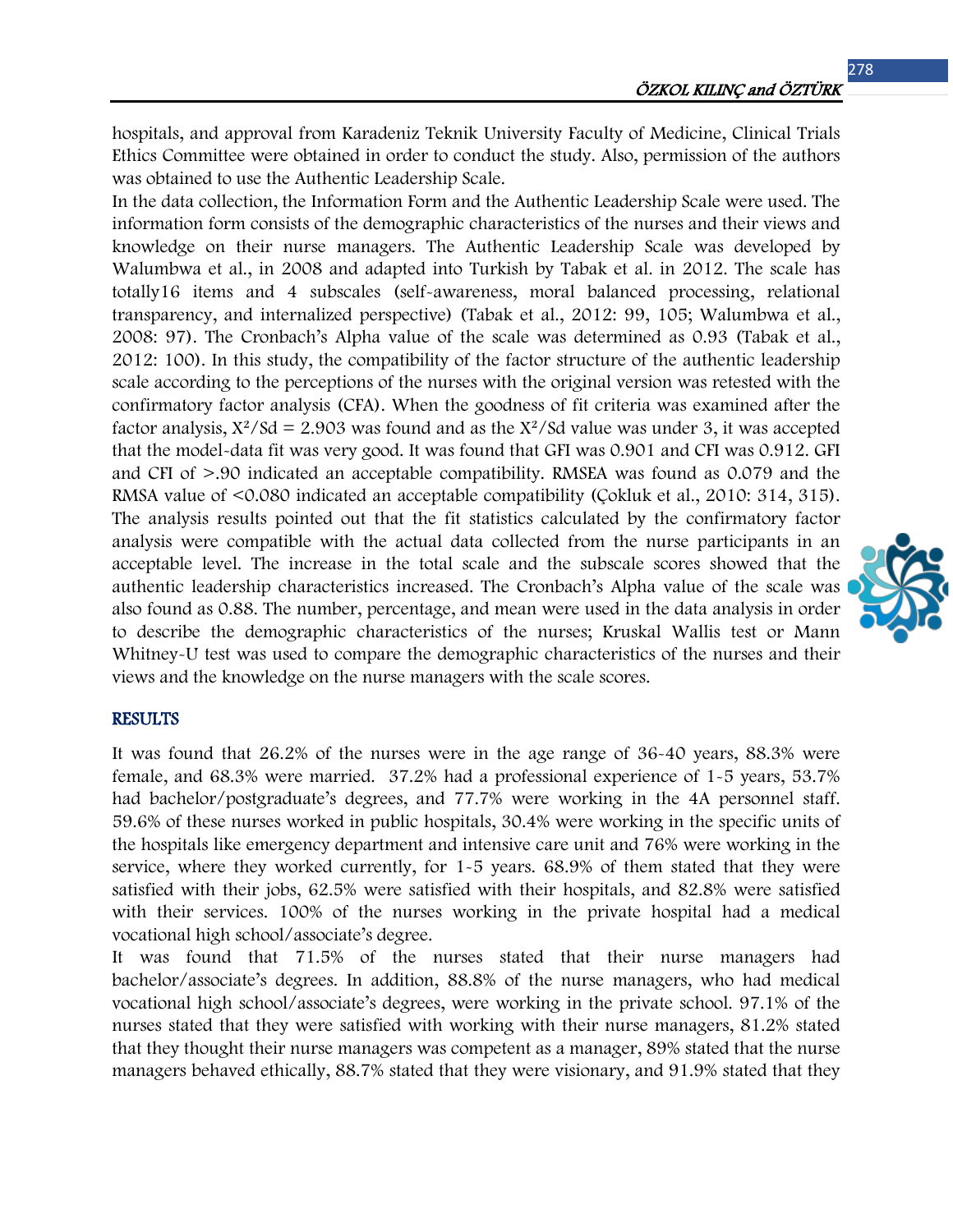hospitals, and approval from Karadeniz Teknik University Faculty of Medicine, Clinical Trials Ethics Committee were obtained in order to conduct the study. Also, permission of the authors was obtained to use the Authentic Leadership Scale.

In the data collection, the Information Form and the Authentic Leadership Scale were used. The information form consists of the demographic characteristics of the nurses and their views and knowledge on their nurse managers. The Authentic Leadership Scale was developed by Walumbwa et al., in 2008 and adapted into Turkish by Tabak et al. in 2012. The scale has totally16 items and 4 subscales (self-awareness, moral balanced processing, relational transparency, and internalized perspective) (Tabak et al., 2012: 99, 105; Walumbwa et al., 2008: 97). The Cronbach's Alpha value of the scale was determined as 0.93 (Tabak et al., 2012: 100). In this study, the compatibility of the factor structure of the authentic leadership scale according to the perceptions of the nurses with the original version was retested with the confirmatory factor analysis (CFA). When the goodness of fit criteria was examined after the factor analysis, $X^2/Sd = 2.903$ was found and as the $X^2/Sd$ value was under 3, it was accepted that the model-data fit was very good. It was found that GFI was 0.901 and CFI was 0.912. GFI and CFI of >.90 indicated an acceptable compatibility. RMSEA was found as 0.079 and the RMSA value of <0.080 indicated an acceptable compatibility (Çokluk et al., 2010: 314, 315). The analysis results pointed out that the fit statistics calculated by the confirmatory factor analysis were compatible with the actual data collected from the nurse participants in an acceptable level. The increase in the total scale and the subscale scores showed that the authentic leadership characteristics increased. The Cronbach's Alpha value of the scale was also found as 0.88. The number, percentage, and mean were used in the data analysis in order to describe the demographic characteristics of the nurses; Kruskal Wallis test or Mann Whitney-U test was used to compare the demographic characteristics of the nurses and their views and the knowledge on the nurse managers with the scale scores.

## RESULTS

It was found that 26.2% of the nurses were in the age range of 36-40 years, 88.3% were female, and 68.3% were married. 37.2% had a professional experience of 1-5 years, 53.7% had bachelor/postgraduate's degrees, and 77.7% were working in the 4A personnel staff. 59.6% of these nurses worked in public hospitals, 30.4% were working in the specific units of the hospitals like emergency department and intensive care unit and 76% were working in the service, where they worked currently, for 1-5 years. 68.9% of them stated that they were satisfied with their jobs, 62.5% were satisfied with their hospitals, and 82.8% were satisfied with their services. 100% of the nurses working in the private hospital had a medical vocational high school/associate's degree.

It was found that 71.5% of the nurses stated that their nurse managers had bachelor/associate's degrees. In addition, 88.8% of the nurse managers, who had medical vocational high school/associate's degrees, were working in the private school. 97.1% of the nurses stated that they were satisfied with working with their nurse managers, 81.2% stated that they thought their nurse managers was competent as a manager, 89% stated that the nurse managers behaved ethically, 88.7% stated that they were visionary, and 91.9% stated that they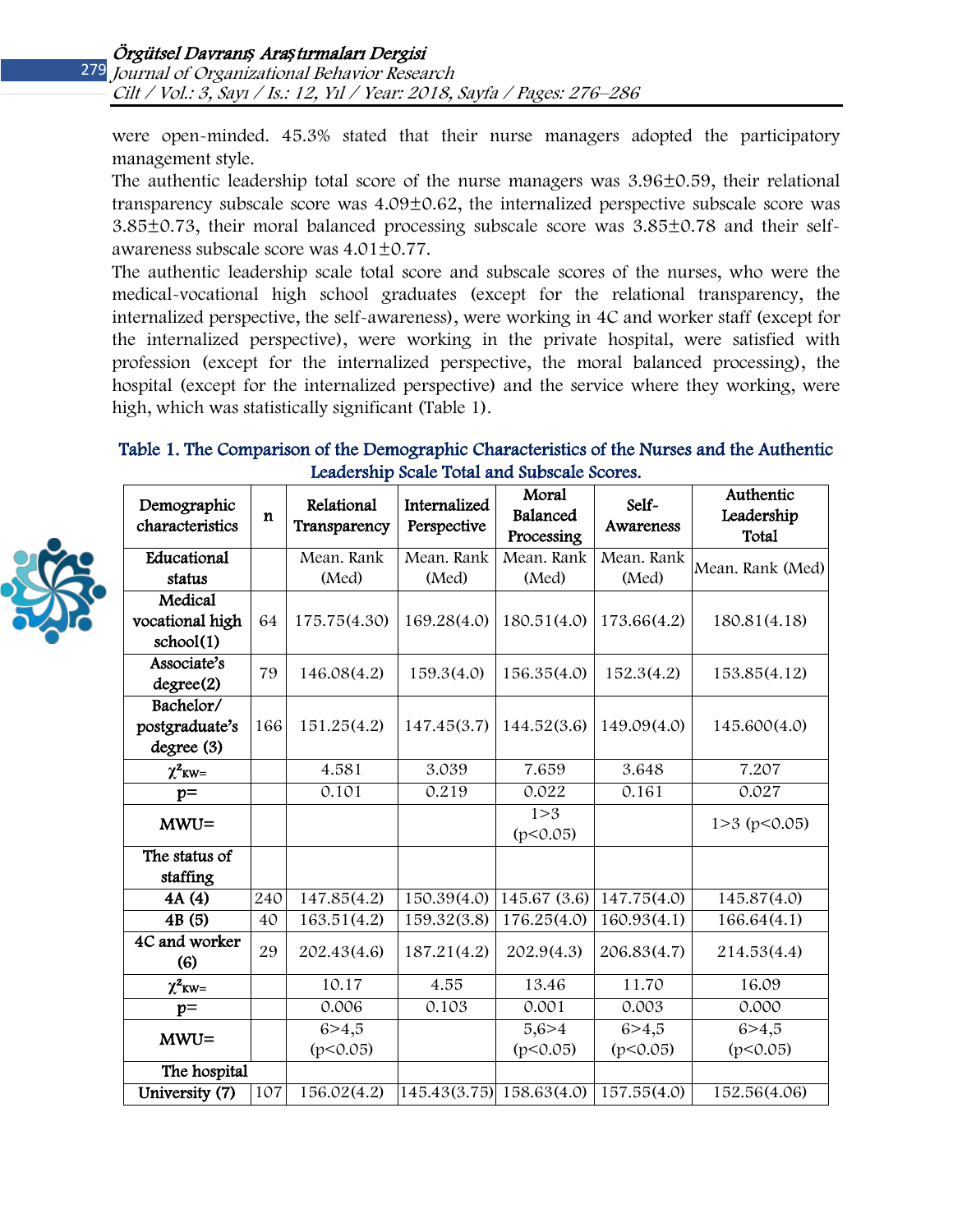were open-minded. 45.3% stated that their nurse managers adopted the participatory management style.

The authentic leadership total score of the nurse managers was 3.96±0.59, their relational transparency subscale score was 4.09±0.62, the internalized perspective subscale score was 3.85±0.73, their moral balanced processing subscale score was 3.85±0.78 and their self-awareness subscale score was 4.01±0.77.

The authentic leadership scale total score and subscale scores of the nurses, who were the medical-vocational high school graduates (except for the relational transparency, the internalized perspective, the self-awareness), were working in 4C and worker staff (except for the internalized perspective), were working in the private hospital, were satisfied with profession (except for the internalized perspective, the moral balanced processing), the hospital (except for the internalized perspective) and the service where they working, were high, which was statistically significant (Table 1).

**Table 1. The Comparison of the Demographic Characteristics of the Nurses and the Authentic Leadership Scale Total and Subscale Scores.**

| Demographic characteristics | n | Relational Transparency | Internalized Perspective | Moral Balanced Processing | Self-Awareness | Authentic Leadership Total |
|---|---|---|---|---|---|---|
| **Educational status** | | Mean. Rank (Med) | Mean. Rank (Med) | Mean. Rank (Med) | Mean. Rank (Med) | Mean. Rank (Med) |
| Medical vocational high school(1) | 64 | 175.75(4.30) | 169.28(4.0) | 180.51(4.0) | 173.66(4.2) | 180.81(4.18) |
| Associate's degree(2) | 79 | 146.08(4.2) | 159.3(4.0) | 156.35(4.0) | 152.3(4.2) | 153.85(4.12) |
| Bachelor/ postgraduate's degree (3) | 166 | 151.25(4.2) | 147.45(3.7) | 144.52(3.6) | 149.09(4.0) | 145.600(4.0) |
| $\chi^2_{KW}$= | | 4.581 | 3.039 | 7.659 | 3.648 | 7.207 |
| p= | | 0.101 | 0.219 | 0.022 | 0.161 | 0.027 |
| MWU= | | | | 1>3 ($p<0.05$) | | 1>3 ($p<0.05$) |
| **The status of staffing** | | | | | | |
| 4A (4) | 240 | 147.85(4.2) | 150.39(4.0) | 145.67 (3.6) | 147.75(4.0) | 145.87(4.0) |
| 4B (5) | 40 | 163.51(4.2) | 159.32(3.8) | 176.25(4.0) | 160.93(4.1) | 166.64(4.1) |
| 4C and worker (6) | 29 | 202.43(4.6) | 187.21(4.2) | 202.9(4.3) | 206.83(4.7) | 214.53(4.4) |
| $\chi^2_{KW}$= | | 10.17 | 4.55 | 13.46 | 11.70 | 16.09 |
| p= | | 0.006 | 0.103 | 0.001 | 0.003 | 0.000 |
| MWU= | | 6>4,5 ($p<0.05$) | | 5,6>4 ($p<0.05$) | 6>4,5 ($p<0.05$) | 6>4,5 ($p<0.05$) |
| **The hospital** | | | | | | |
| University (7) | 107 | 156.02(4.2) | 145.43(3.75) | 158.63(4.0) | 157.55(4.0) | 152.56(4.06) |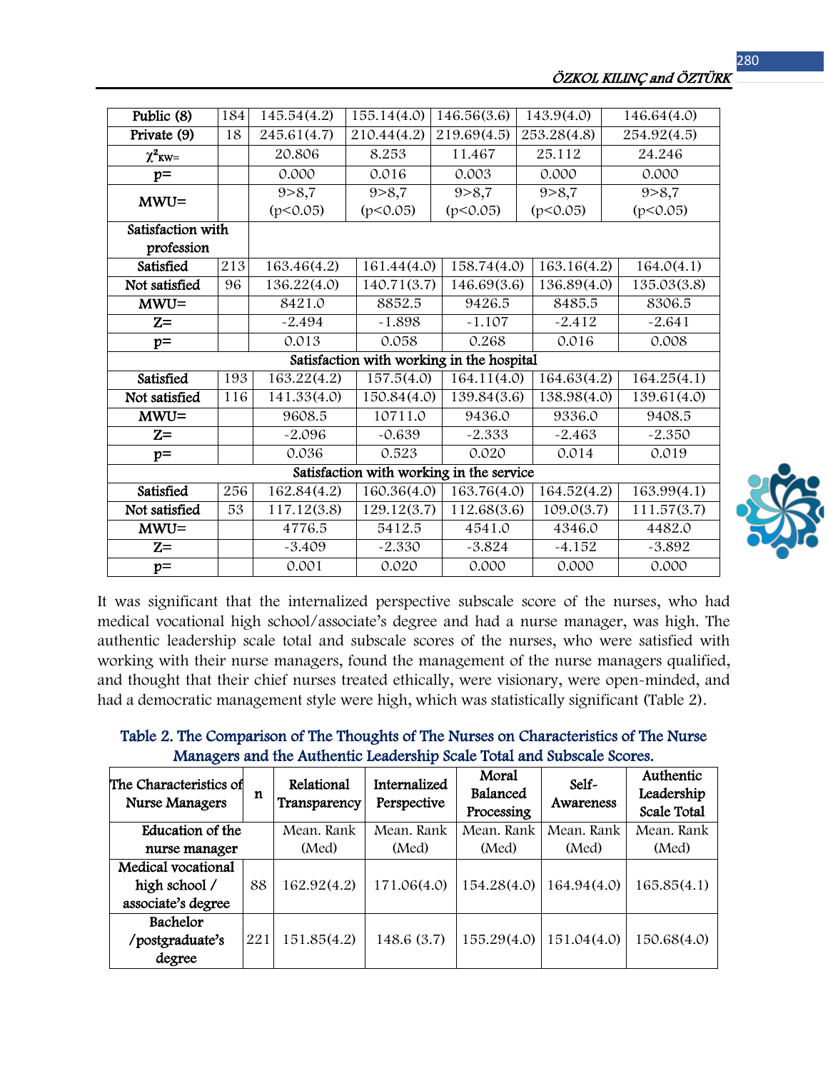| Public (8) | 184 | 145.54(4.2) | 155.14(4.0) | 146.56(3.6) | 143.9(4.0) | 146.64(4.0) |
|---|---|---|---|---|---|---|
| Private (9) | 18 | 245.61(4.7) | 210.44(4.2) | 219.69(4.5) | 253.28(4.8) | 254.92(4.5) |
| $\chi^2_{KW}$= | | 20.806 | 8.253 | 11.467 | 25.112 | 24.246 |
| p= | | 0.000 | 0.016 | 0.003 | 0.000 | 0.000 |
| MWU= | | 9>8,7 (p<0.05) | 9>8,7 (p<0.05) | 9>8,7 (p<0.05) | 9>8,7 (p<0.05) | 9>8,7 (p<0.05) |
| Satisfaction with profession | | | | | | |
| Satisfied | 213 | 163.46(4.2) | 161.44(4.0) | 158.74(4.0) | 163.16(4.2) | 164.0(4.1) |
| Not satisfied | 96 | 136.22(4.0) | 140.71(3.7) | 146.69(3.6) | 136.89(4.0) | 135.03(3.8) |
| MWU= | | 8421.0 | 8852.5 | 9426.5 | 8485.5 | 8306.5 |
| Z= | | -2.494 | -1.898 | -1.107 | -2.412 | -2.641 |
| p= | | 0.013 | 0.058 | 0.268 | 0.016 | 0.008 |
| Satisfaction with working in the hospital | | | | | | |
| Satisfied | 193 | 163.22(4.2) | 157.5(4.0) | 164.11(4.0) | 164.63(4.2) | 164.25(4.1) |
| Not satisfied | 116 | 141.33(4.0) | 150.84(4.0) | 139.84(3.6) | 138.98(4.0) | 139.61(4.0) |
| MWU= | | 9608.5 | 10711.0 | 9436.0 | 9336.0 | 9408.5 |
| Z= | | -2.096 | -0.639 | -2.333 | -2.463 | -2.350 |
| p= | | 0.036 | 0.523 | 0.020 | 0.014 | 0.019 |
| Satisfaction with working in the service | | | | | | |
| Satisfied | 256 | 162.84(4.2) | 160.36(4.0) | 163.76(4.0) | 164.52(4.2) | 163.99(4.1) |
| Not satisfied | 53 | 117.12(3.8) | 129.12(3.7) | 112.68(3.6) | 109.0(3.7) | 111.57(3.7) |
| MWU= | | 4776.5 | 5412.5 | 4541.0 | 4346.0 | 4482.0 |
| Z= | | -3.409 | -2.330 | -3.824 | -4.152 | -3.892 |
| p= | | 0.001 | 0.020 | 0.000 | 0.000 | 0.000 |

It was significant that the internalized perspective subscale score of the nurses, who had medical vocational high school/associate's degree and had a nurse manager, was high. The authentic leadership scale total and subscale scores of the nurses, who were satisfied with working with their nurse managers, found the management of the nurse managers qualified, and thought that their chief nurses treated ethically, were visionary, were open-minded, and had a democratic management style were high, which was statistically significant (Table 2).

**Table 2. The Comparison of The Thoughts of The Nurses on Characteristics of The Nurse Managers and the Authentic Leadership Scale Total and Subscale Scores.**

| The Characteristics of Nurse Managers | n | Relational Transparency | Internalized Perspective | Moral Balanced Processing | Self-Awareness | Authentic Leadership Scale Total |
|---|---|---|---|---|---|---|
| Education of the nurse manager | | Mean. Rank (Med) | Mean. Rank (Med) | Mean. Rank (Med) | Mean. Rank (Med) | Mean. Rank (Med) |
| Medical vocational high school / associate's degree | 88 | 162.92(4.2) | 171.06(4.0) | 154.28(4.0) | 164.94(4.0) | 165.85(4.1) |
| Bachelor /postgraduate's degree | 221 | 151.85(4.2) | 148.6 (3.7) | 155.29(4.0) | 151.04(4.0) | 150.68(4.0) |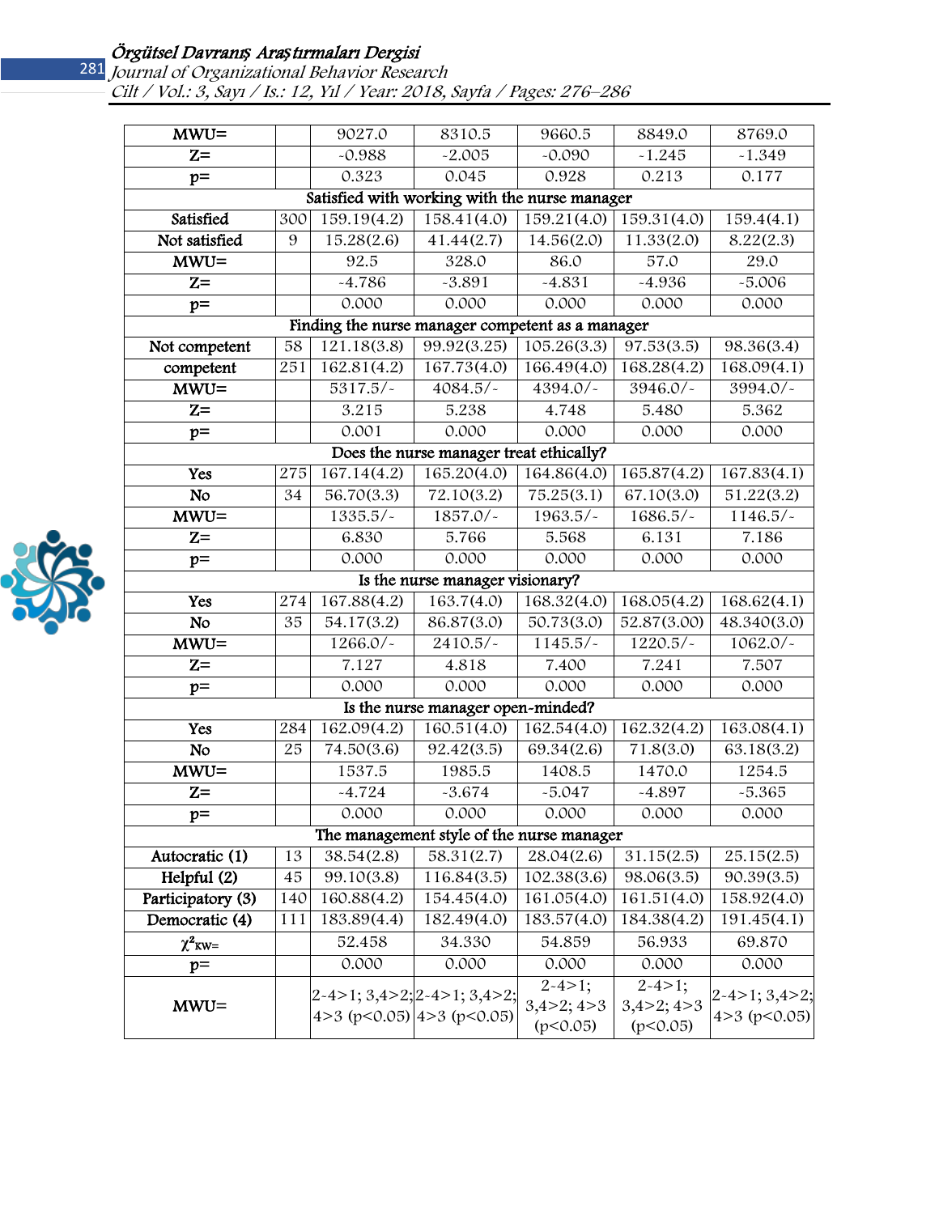| MWU= | | 9027.0 | 8310.5 | 9660.5 | 8849.0 | 8769.0 |
|---|---|---|---|---|---|---|
| Z= | | -0.988 | -2.005 | -0.090 | -1.245 | -1.349 |
| p= | | 0.323 | 0.045 | 0.928 | 0.213 | 0.177 |
| **Satisfied with working with the nurse manager** | | | | | | |
| Satisfied | 300 | 159.19(4.2) | 158.41(4.0) | 159.21(4.0) | 159.31(4.0) | 159.4(4.1) |
| Not satisfied | 9 | 15.28(2.6) | 41.44(2.7) | 14.56(2.0) | 11.33(2.0) | 8.22(2.3) |
| MWU= | | 92.5 | 328.0 | 86.0 | 57.0 | 29.0 |
| Z= | | -4.786 | -3.891 | -4.831 | -4.936 | -5.006 |
| p= | | 0.000 | 0.000 | 0.000 | 0.000 | 0.000 |
| **Finding the nurse manager competent as a manager** | | | | | | |
| Not competent | 58 | 121.18(3.8) | 99.92(3.25) | 105.26(3.3) | 97.53(3.5) | 98.36(3.4) |
| competent | 251 | 162.81(4.2) | 167.73(4.0) | 166.49(4.0) | 168.28(4.2) | 168.09(4.1) |
| MWU= | | 5317.5/- | 4084.5/- | 4394.0/- | 3946.0/- | 3994.0/- |
| Z= | | 3.215 | 5.238 | 4.748 | 5.480 | 5.362 |
| p= | | 0.001 | 0.000 | 0.000 | 0.000 | 0.000 |
| **Does the nurse manager treat ethically?** | | | | | | |
| Yes | 275 | 167.14(4.2) | 165.20(4.0) | 164.86(4.0) | 165.87(4.2) | 167.83(4.1) |
| No | 34 | 56.70(3.3) | 72.10(3.2) | 75.25(3.1) | 67.10(3.0) | 51.22(3.2) |
| MWU= | | 1335.5/- | 1857.0/- | 1963.5/- | 1686.5/- | 1146.5/- |
| Z= | | 6.830 | 5.766 | 5.568 | 6.131 | 7.186 |
| p= | | 0.000 | 0.000 | 0.000 | 0.000 | 0.000 |
| **Is the nurse manager visionary?** | | | | | | |
| Yes | 274 | 167.88(4.2) | 163.7(4.0) | 168.32(4.0) | 168.05(4.2) | 168.62(4.1) |
| No | 35 | 54.17(3.2) | 86.87(3.0) | 50.73(3.0) | 52.87(3.00) | 48.340(3.0) |
| MWU= | | 1266.0/- | 2410.5/- | 1145.5/- | 1220.5/- | 1062.0/- |
| Z= | | 7.127 | 4.818 | 7.400 | 7.241 | 7.507 |
| p= | | 0.000 | 0.000 | 0.000 | 0.000 | 0.000 |
| **Is the nurse manager open-minded?** | | | | | | |
| Yes | 284 | 162.09(4.2) | 160.51(4.0) | 162.54(4.0) | 162.32(4.2) | 163.08(4.1) |
| No | 25 | 74.50(3.6) | 92.42(3.5) | 69.34(2.6) | 71.8(3.0) | 63.18(3.2) |
| MWU= | | 1537.5 | 1985.5 | 1408.5 | 1470.0 | 1254.5 |
| Z= | | -4.724 | -3.674 | -5.047 | -4.897 | -5.365 |
| p= | | 0.000 | 0.000 | 0.000 | 0.000 | 0.000 |
| **The management style of the nurse manager** | | | | | | |
| Autocratic (1) | 13 | 38.54(2.8) | 58.31(2.7) | 28.04(2.6) | 31.15(2.5) | 25.15(2.5) |
| Helpful (2) | 45 | 99.10(3.8) | 116.84(3.5) | 102.38(3.6) | 98.06(3.5) | 90.39(3.5) |
| Participatory (3) | 140 | 160.88(4.2) | 154.45(4.0) | 161.05(4.0) | 161.51(4.0) | 158.92(4.0) |
| Democratic (4) | 111 | 183.89(4.4) | 182.49(4.0) | 183.57(4.0) | 184.38(4.2) | 191.45(4.1) |
| $\chi^2_{KW}$= | | 52.458 | 34.330 | 54.859 | 56.933 | 69.870 |
| p= | | 0.000 | 0.000 | 0.000 | 0.000 | 0.000 |
| MWU= | | 2-4>1; 3,4>2; 4>3 (p<0.05) | 2-4>1; 3,4>2; 4>3 (p<0.05) | 2-4>1; 3,4>2; 4>3 (p<0.05) | 2-4>1; 3,4>2; 4>3 (p<0.05) | 2-4>1; 3,4>2; 4>3 (p<0.05) |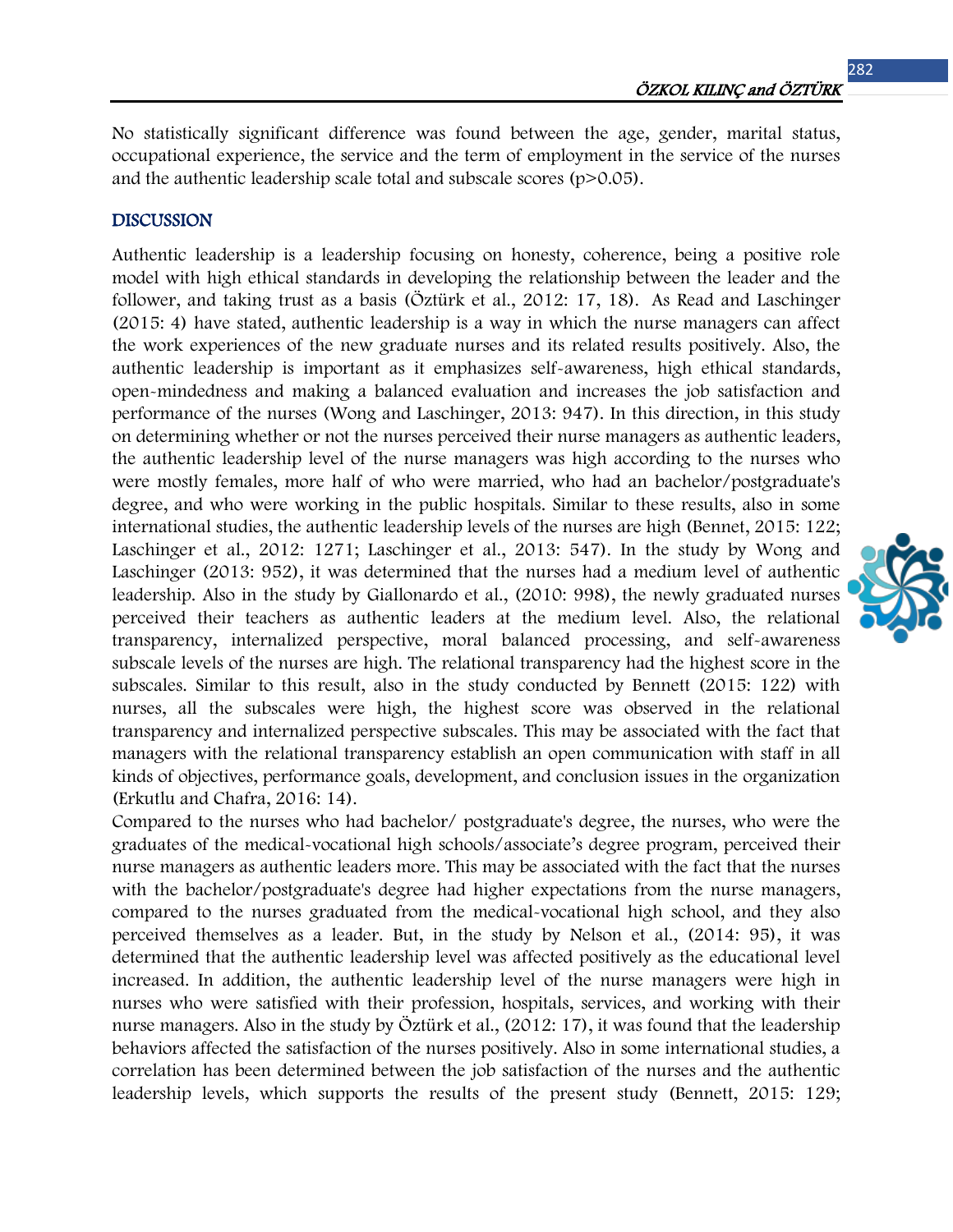No statistically significant difference was found between the age, gender, marital status, occupational experience, the service and the term of employment in the service of the nurses and the authentic leadership scale total and subscale scores (p>0.05).

## DISCUSSION

Authentic leadership is a leadership focusing on honesty, coherence, being a positive role model with high ethical standards in developing the relationship between the leader and the follower, and taking trust as a basis (Öztürk et al., 2012: 17, 18). As Read and Laschinger (2015: 4) have stated, authentic leadership is a way in which the nurse managers can affect the work experiences of the new graduate nurses and its related results positively. Also, the authentic leadership is important as it emphasizes self-awareness, high ethical standards, open-mindedness and making a balanced evaluation and increases the job satisfaction and performance of the nurses (Wong and Laschinger, 2013: 947). In this direction, in this study on determining whether or not the nurses perceived their nurse managers as authentic leaders, the authentic leadership level of the nurse managers was high according to the nurses who were mostly females, more half of who were married, who had an bachelor/postgraduate's degree, and who were working in the public hospitals. Similar to these results, also in some international studies, the authentic leadership levels of the nurses are high (Bennet, 2015: 122; Laschinger et al., 2012: 1271; Laschinger et al., 2013: 547). In the study by Wong and Laschinger (2013: 952), it was determined that the nurses had a medium level of authentic leadership. Also in the study by Giallonardo et al., (2010: 998), the newly graduated nurses perceived their teachers as authentic leaders at the medium level. Also, the relational transparency, internalized perspective, moral balanced processing, and self-awareness subscale levels of the nurses are high. The relational transparency had the highest score in the subscales. Similar to this result, also in the study conducted by Bennett (2015: 122) with nurses, all the subscales were high, the highest score was observed in the relational transparency and internalized perspective subscales. This may be associated with the fact that managers with the relational transparency establish an open communication with staff in all kinds of objectives, performance goals, development, and conclusion issues in the organization (Erkutlu and Chafra, 2016: 14).

Compared to the nurses who had bachelor/ postgraduate's degree, the nurses, who were the graduates of the medical-vocational high schools/associate's degree program, perceived their nurse managers as authentic leaders more. This may be associated with the fact that the nurses with the bachelor/postgraduate's degree had higher expectations from the nurse managers, compared to the nurses graduated from the medical-vocational high school, and they also perceived themselves as a leader. But, in the study by Nelson et al., (2014: 95), it was determined that the authentic leadership level was affected positively as the educational level increased. In addition, the authentic leadership level of the nurse managers were high in nurses who were satisfied with their profession, hospitals, services, and working with their nurse managers. Also in the study by Öztürk et al., (2012: 17), it was found that the leadership behaviors affected the satisfaction of the nurses positively. Also in some international studies, a correlation has been determined between the job satisfaction of the nurses and the authentic leadership levels, which supports the results of the present study (Bennett, 2015: 129;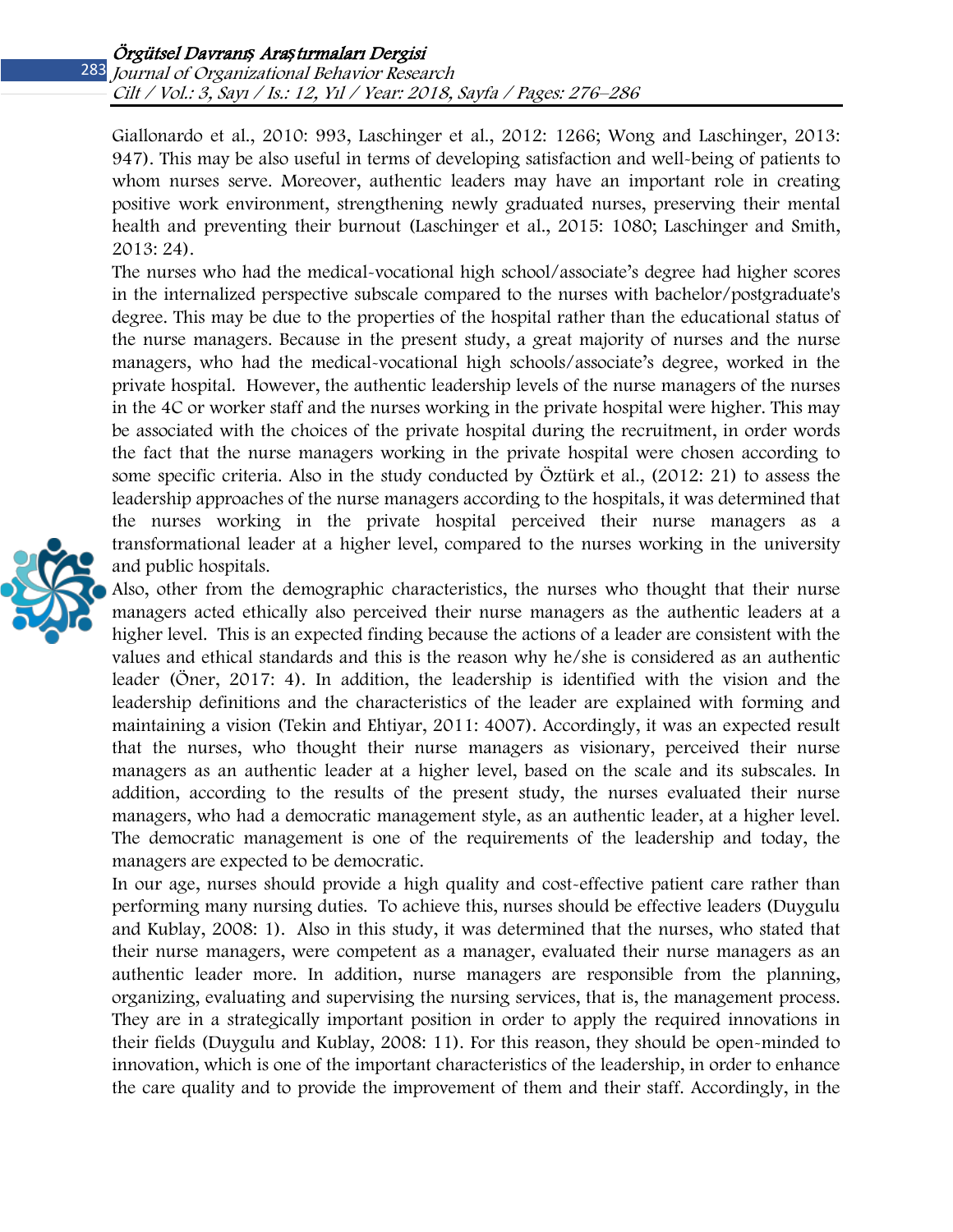Giallonardo et al., 2010: 993, Laschinger et al., 2012: 1266; Wong and Laschinger, 2013: 947). This may be also useful in terms of developing satisfaction and well-being of patients to whom nurses serve. Moreover, authentic leaders may have an important role in creating positive work environment, strengthening newly graduated nurses, preserving their mental health and preventing their burnout (Laschinger et al., 2015: 1080; Laschinger and Smith, 2013: 24).

The nurses who had the medical-vocational high school/associate's degree had higher scores in the internalized perspective subscale compared to the nurses with bachelor/postgraduate's degree. This may be due to the properties of the hospital rather than the educational status of the nurse managers. Because in the present study, a great majority of nurses and the nurse managers, who had the medical-vocational high schools/associate's degree, worked in the private hospital. However, the authentic leadership levels of the nurse managers of the nurses in the 4C or worker staff and the nurses working in the private hospital were higher. This may be associated with the choices of the private hospital during the recruitment, in order words the fact that the nurse managers working in the private hospital were chosen according to some specific criteria. Also in the study conducted by Öztürk et al., (2012: 21) to assess the leadership approaches of the nurse managers according to the hospitals, it was determined that the nurses working in the private hospital perceived their nurse managers as a transformational leader at a higher level, compared to the nurses working in the university and public hospitals.

Also, other from the demographic characteristics, the nurses who thought that their nurse managers acted ethically also perceived their nurse managers as the authentic leaders at a higher level. This is an expected finding because the actions of a leader are consistent with the values and ethical standards and this is the reason why he/she is considered as an authentic leader (Öner, 2017: 4). In addition, the leadership is identified with the vision and the leadership definitions and the characteristics of the leader are explained with forming and maintaining a vision (Tekin and Ehtiyar, 2011: 4007). Accordingly, it was an expected result that the nurses, who thought their nurse managers as visionary, perceived their nurse managers as an authentic leader at a higher level, based on the scale and its subscales. In addition, according to the results of the present study, the nurses evaluated their nurse managers, who had a democratic management style, as an authentic leader, at a higher level. The democratic management is one of the requirements of the leadership and today, the managers are expected to be democratic.

In our age, nurses should provide a high quality and cost-effective patient care rather than performing many nursing duties. To achieve this, nurses should be effective leaders (Duygulu and Kublay, 2008: 1). Also in this study, it was determined that the nurses, who stated that their nurse managers, were competent as a manager, evaluated their nurse managers as an authentic leader more. In addition, nurse managers are responsible from the planning, organizing, evaluating and supervising the nursing services, that is, the management process. They are in a strategically important position in order to apply the required innovations in their fields (Duygulu and Kublay, 2008: 11). For this reason, they should be open-minded to innovation, which is one of the important characteristics of the leadership, in order to enhance the care quality and to provide the improvement of them and their staff. Accordingly, in the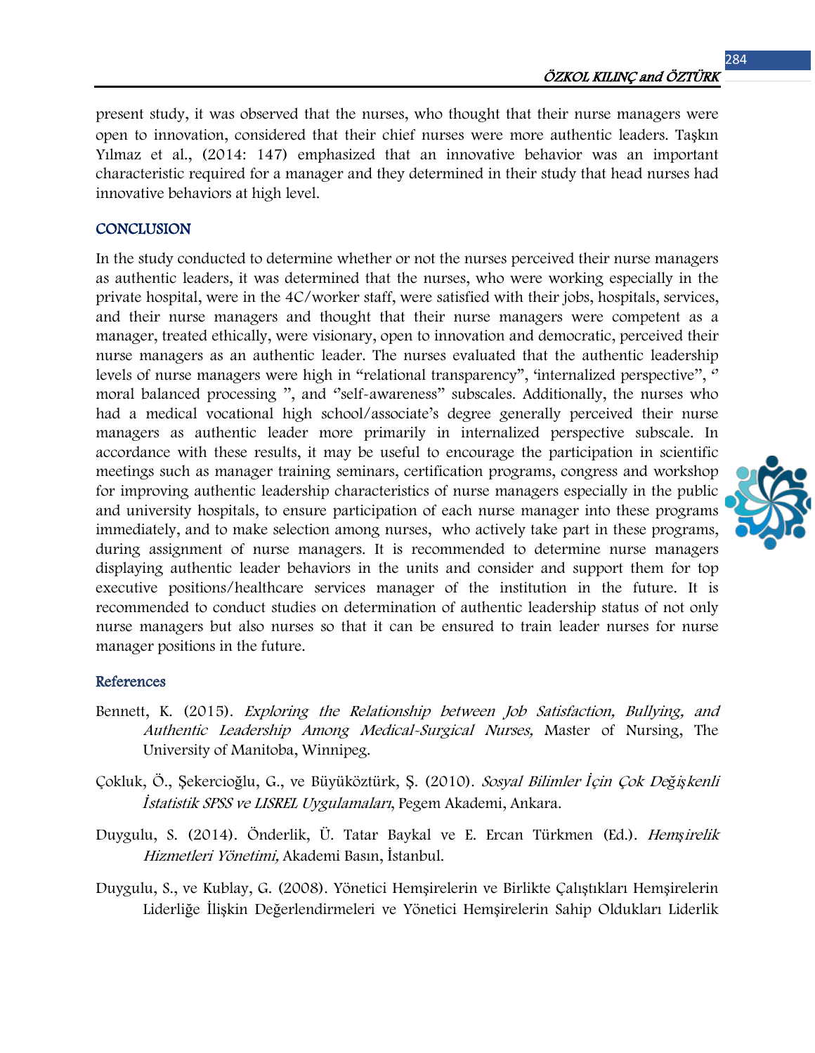present study, it was observed that the nurses, who thought that their nurse managers were open to innovation, considered that their chief nurses were more authentic leaders. Taşkın Yılmaz et al., (2014: 147) emphasized that an innovative behavior was an important characteristic required for a manager and they determined in their study that head nurses had innovative behaviors at high level.

## CONCLUSION

In the study conducted to determine whether or not the nurses perceived their nurse managers as authentic leaders, it was determined that the nurses, who were working especially in the private hospital, were in the 4C/worker staff, were satisfied with their jobs, hospitals, services, and their nurse managers and thought that their nurse managers were competent as a manager, treated ethically, were visionary, open to innovation and democratic, perceived their nurse managers as an authentic leader. The nurses evaluated that the authentic leadership levels of nurse managers were high in "relational transparency", 'internalized perspective", " moral balanced processing ", and "self-awareness" subscales. Additionally, the nurses who had a medical vocational high school/associate's degree generally perceived their nurse managers as authentic leader more primarily in internalized perspective subscale. In accordance with these results, it may be useful to encourage the participation in scientific meetings such as manager training seminars, certification programs, congress and workshop for improving authentic leadership characteristics of nurse managers especially in the public and university hospitals, to ensure participation of each nurse manager into these programs immediately, and to make selection among nurses, who actively take part in these programs, during assignment of nurse managers. It is recommended to determine nurse managers displaying authentic leader behaviors in the units and consider and support them for top executive positions/healthcare services manager of the institution in the future. It is recommended to conduct studies on determination of authentic leadership status of not only nurse managers but also nurses so that it can be ensured to train leader nurses for nurse manager positions in the future.

### References

Bennett, K. (2015). *Exploring the Relationship between Job Satisfaction, Bullying, and Authentic Leadership Among Medical-Surgical Nurses,* Master of Nursing, The University of Manitoba, Winnipeg.

Çokluk, Ö., Şekercioğlu, G., ve Büyüköztürk, Ş. (2010). *Sosyal Bilimler İçin Çok Değişkenli İstatistik SPSS ve LISREL Uygulamaları*, Pegem Akademi, Ankara.

Duygulu, S. (2014). Önderlik, Ü. Tatar Baykal ve E. Ercan Türkmen (Ed.). *Hemşirelik Hizmetleri Yönetimi,* Akademi Basın, İstanbul.

Duygulu, S., ve Kublay, G. (2008). Yönetici Hemşirelerin ve Birlikte Çalıştıkları Hemşirelerin Liderliğe İlişkin Değerlendirmeleri ve Yönetici Hemşirelerin Sahip Oldukları Liderlik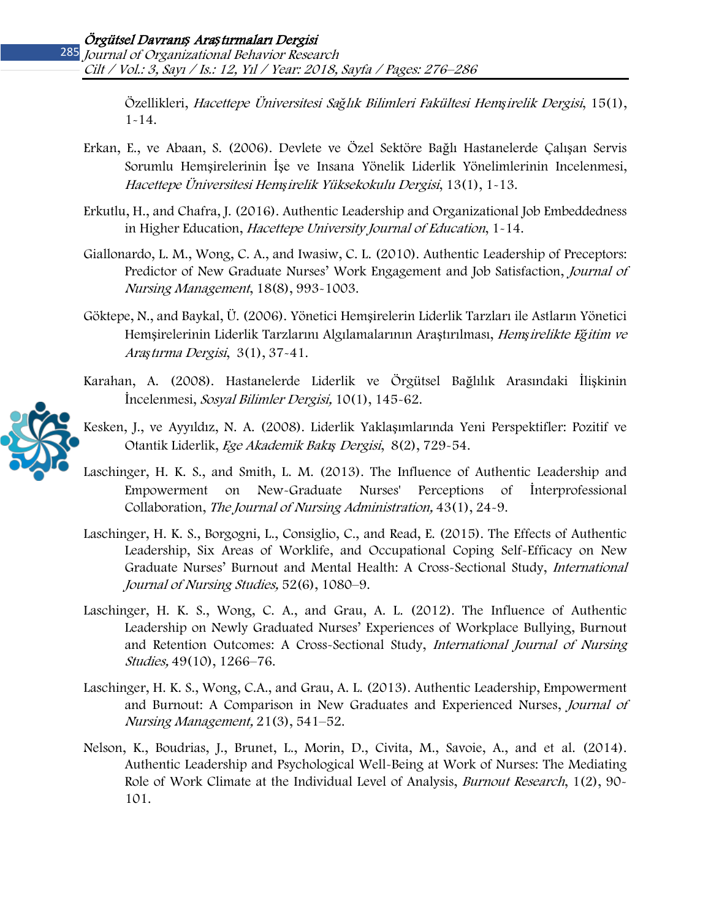Özellikleri, *Hacettepe Üniversitesi Sağlık Bilimleri Fakültesi Hemşirelik Dergisi*, 15(1), 1-14.

Erkan, E., ve Abaan, S. (2006). Devlete ve Özel Sektöre Bağlı Hastanelerde Çalışan Servis Sorumlu Hemşirelerinin İşe ve Insana Yönelik Liderlik Yönelimlerinin Incelenmesi, *Hacettepe Üniversitesi Hemşirelik Yüksekokulu Dergisi*, 13(1), 1-13.

Erkutlu, H., and Chafra, J. (2016). Authentic Leadership and Organizational Job Embeddedness in Higher Education, *Hacettepe University Journal of Education*, 1-14.

Giallonardo, L. M., Wong, C. A., and Iwasiw, C. L. (2010). Authentic Leadership of Preceptors: Predictor of New Graduate Nurses' Work Engagement and Job Satisfaction, *Journal of Nursing Management*, 18(8), 993-1003.

Göktepe, N., and Baykal, Ü. (2006). Yönetici Hemşirelerin Liderlik Tarzları ile Astların Yönetici Hemşirelerinin Liderlik Tarzlarını Algılamalarının Araştırılması, *Hemşirelikte Eğitim ve Araştırma Dergisi*, 3(1), 37-41.

Karahan, A. (2008). Hastanelerde Liderlik ve Örgütsel Bağlılık Arasındaki İlişkinin İncelenmesi, *Sosyal Bilimler Dergisi,* 10(1), 145-62.

Kesken, J., ve Ayyıldız, N. A. (2008). Liderlik Yaklaşımlarında Yeni Perspektifler: Pozitif ve Otantik Liderlik, *Ege Akademik Bakış Dergisi*, 8(2), 729-54.

Laschinger, H. K. S., and Smith, L. M. (2013). The Influence of Authentic Leadership and Empowerment on New-Graduate Nurses' Perceptions of İnterprofessional Collaboration, *The Journal of Nursing Administration,* 43(1), 24-9.

Laschinger, H. K. S., Borgogni, L., Consiglio, C., and Read, E. (2015). The Effects of Authentic Leadership, Six Areas of Worklife, and Occupational Coping Self-Efficacy on New Graduate Nurses' Burnout and Mental Health: A Cross-Sectional Study, *International Journal of Nursing Studies,* 52(6), 1080–9.

Laschinger, H. K. S., Wong, C. A., and Grau, A. L. (2012). The Influence of Authentic Leadership on Newly Graduated Nurses' Experiences of Workplace Bullying, Burnout and Retention Outcomes: A Cross-Sectional Study, *International Journal of Nursing Studies,* 49(10), 1266–76.

Laschinger, H. K. S., Wong, C.A., and Grau, A. L. (2013). Authentic Leadership, Empowerment and Burnout: A Comparison in New Graduates and Experienced Nurses, *Journal of Nursing Management,* 21(3), 541–52.

Nelson, K., Boudrias, J., Brunet, L., Morin, D., Civita, M., Savoie, A., and et al. (2014). Authentic Leadership and Psychological Well-Being at Work of Nurses: The Mediating Role of Work Climate at the Individual Level of Analysis, *Burnout Research*, 1(2), 90-101.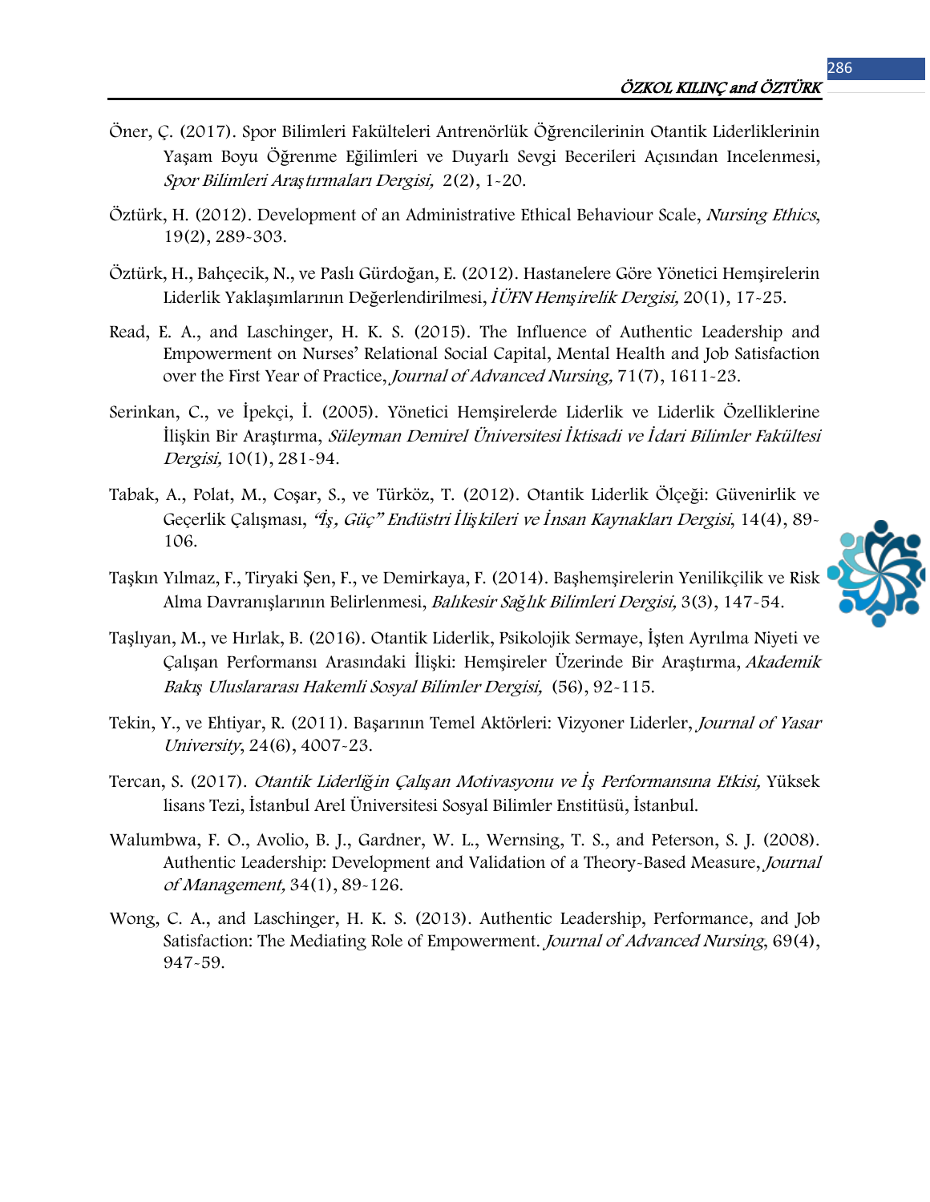Öner, Ç. (2017). Spor Bilimleri Fakülteleri Antrenörlük Öğrencilerinin Otantik Liderliklerinin Yaşam Boyu Öğrenme Eğilimleri ve Duyarlı Sevgi Becerileri Açısından Incelenmesi, *Spor Bilimleri Araştırmaları Dergisi,* 2(2), 1-20.

Öztürk, H. (2012). Development of an Administrative Ethical Behaviour Scale, *Nursing Ethics*, 19(2), 289-303.

Öztürk, H., Bahçecik, N., ve Paslı Gürdoğan, E. (2012). Hastanelere Göre Yönetici Hemşirelerin Liderlik Yaklaşımlarının Değerlendirilmesi, *İÜFN Hemşirelik Dergisi,* 20(1), 17-25.

Read, E. A., and Laschinger, H. K. S. (2015). The Influence of Authentic Leadership and Empowerment on Nurses' Relational Social Capital, Mental Health and Job Satisfaction over the First Year of Practice, *Journal of Advanced Nursing,* 71(7), 1611-23.

Serinkan, C., ve İpekçi, İ. (2005). Yönetici Hemşirelerde Liderlik ve Liderlik Özelliklerine İlişkin Bir Araştırma, *Süleyman Demirel Üniversitesi İktisadi ve İdari Bilimler Fakültesi Dergisi,* 10(1), 281-94.

Tabak, A., Polat, M., Coşar, S., ve Türköz, T. (2012). Otantik Liderlik Ölçeği: Güvenirlik ve Geçerlik Çalışması, *"İş, Güç" Endüstri İlişkileri ve İnsan Kaynakları Dergisi*, 14(4), 89-106.

Taşkın Yılmaz, F., Tiryaki Şen, F., ve Demirkaya, F. (2014). Başhemşirelerin Yenilikçilik ve Risk Alma Davranışlarının Belirlenmesi, *Balıkesir Sağlık Bilimleri Dergisi,* 3(3), 147-54.

Taşlıyan, M., ve Hırlak, B. (2016). Otantik Liderlik, Psikolojik Sermaye, İşten Ayrılma Niyeti ve Çalışan Performansı Arasındaki İlişki: Hemşireler Üzerinde Bir Araştırma, *Akademik Bakış Uluslararası Hakemli Sosyal Bilimler Dergisi,* (56), 92-115.

Tekin, Y., ve Ehtiyar, R. (2011). Başarının Temel Aktörleri: Vizyoner Liderler, *Journal of Yasar University*, 24(6), 4007-23.

Tercan, S. (2017). *Otantik Liderliğin Çalışan Motivasyonu ve İş Performansına Etkisi,* Yüksek lisans Tezi, İstanbul Arel Üniversitesi Sosyal Bilimler Enstitüsü, İstanbul.

Walumbwa, F. O., Avolio, B. J., Gardner, W. L., Wernsing, T. S., and Peterson, S. J. (2008). Authentic Leadership: Development and Validation of a Theory-Based Measure, *Journal of Management,* 34(1), 89-126.

Wong, C. A., and Laschinger, H. K. S. (2013). Authentic Leadership, Performance, and Job Satisfaction: The Mediating Role of Empowerment. *Journal of Advanced Nursing*, 69(4), 947-59.